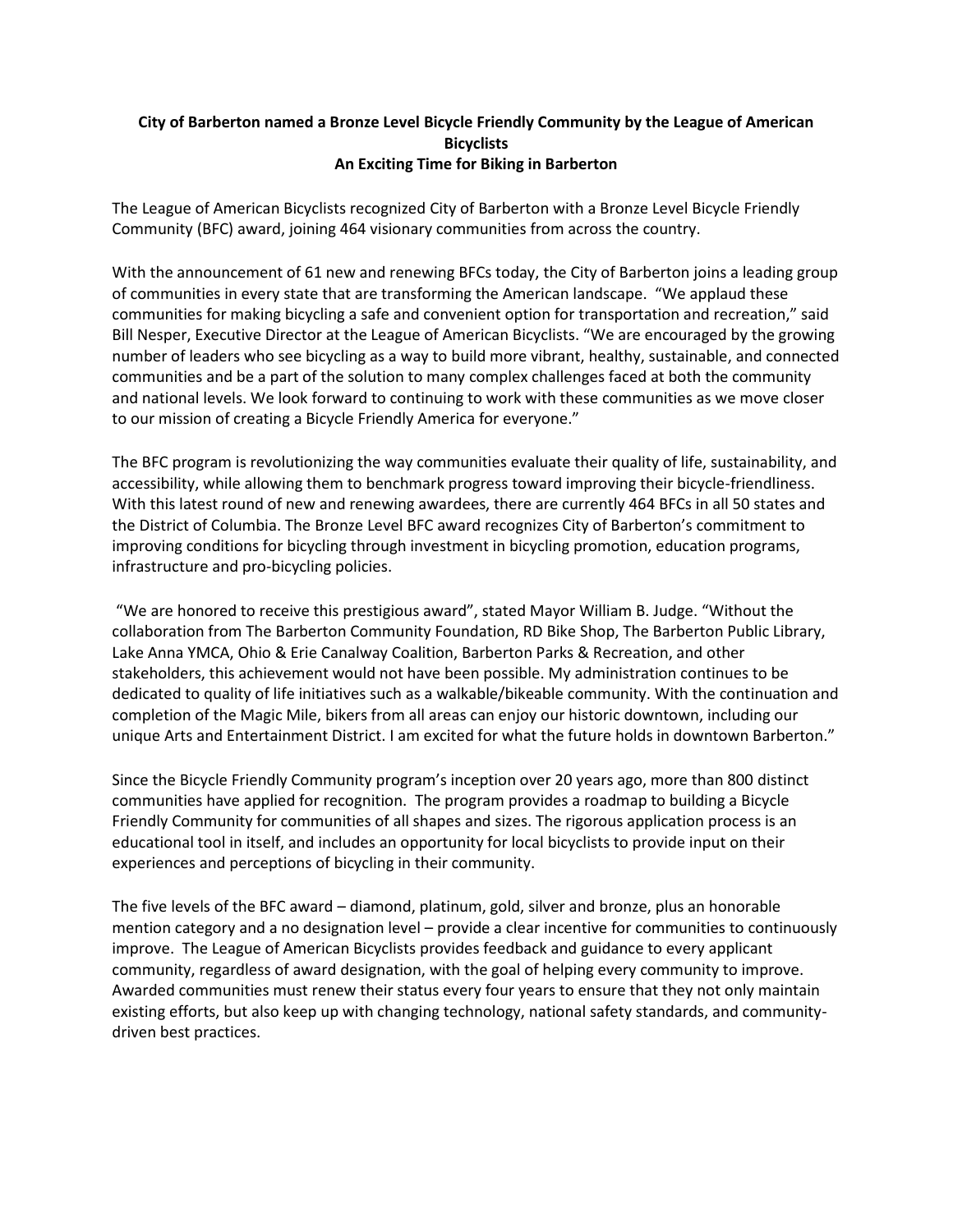**City of Barberton named a Bronze Level Bicycle Friendly Community by the League of American Bicyclists**
**An Exciting Time for Biking in Barberton**

The League of American Bicyclists recognized City of Barberton with a Bronze Level Bicycle Friendly Community (BFC) award, joining 464 visionary communities from across the country.

With the announcement of 61 new and renewing BFCs today, the City of Barberton joins a leading group of communities in every state that are transforming the American landscape. "We applaud these communities for making bicycling a safe and convenient option for transportation and recreation," said Bill Nesper, Executive Director at the League of American Bicyclists. "We are encouraged by the growing number of leaders who see bicycling as a way to build more vibrant, healthy, sustainable, and connected communities and be a part of the solution to many complex challenges faced at both the community and national levels. We look forward to continuing to work with these communities as we move closer to our mission of creating a Bicycle Friendly America for everyone."

The BFC program is revolutionizing the way communities evaluate their quality of life, sustainability, and accessibility, while allowing them to benchmark progress toward improving their bicycle-friendliness. With this latest round of new and renewing awardees, there are currently 464 BFCs in all 50 states and the District of Columbia. The Bronze Level BFC award recognizes City of Barberton's commitment to improving conditions for bicycling through investment in bicycling promotion, education programs, infrastructure and pro-bicycling policies.

"We are honored to receive this prestigious award", stated Mayor William B. Judge. "Without the collaboration from The Barberton Community Foundation, RD Bike Shop, The Barberton Public Library, Lake Anna YMCA, Ohio & Erie Canalway Coalition, Barberton Parks & Recreation, and other stakeholders, this achievement would not have been possible. My administration continues to be dedicated to quality of life initiatives such as a walkable/bikeable community. With the continuation and completion of the Magic Mile, bikers from all areas can enjoy our historic downtown, including our unique Arts and Entertainment District. I am excited for what the future holds in downtown Barberton."

Since the Bicycle Friendly Community program's inception over 20 years ago, more than 800 distinct communities have applied for recognition. The program provides a roadmap to building a Bicycle Friendly Community for communities of all shapes and sizes. The rigorous application process is an educational tool in itself, and includes an opportunity for local bicyclists to provide input on their experiences and perceptions of bicycling in their community.

The five levels of the BFC award – diamond, platinum, gold, silver and bronze, plus an honorable mention category and a no designation level – provide a clear incentive for communities to continuously improve. The League of American Bicyclists provides feedback and guidance to every applicant community, regardless of award designation, with the goal of helping every community to improve. Awarded communities must renew their status every four years to ensure that they not only maintain existing efforts, but also keep up with changing technology, national safety standards, and community-driven best practices.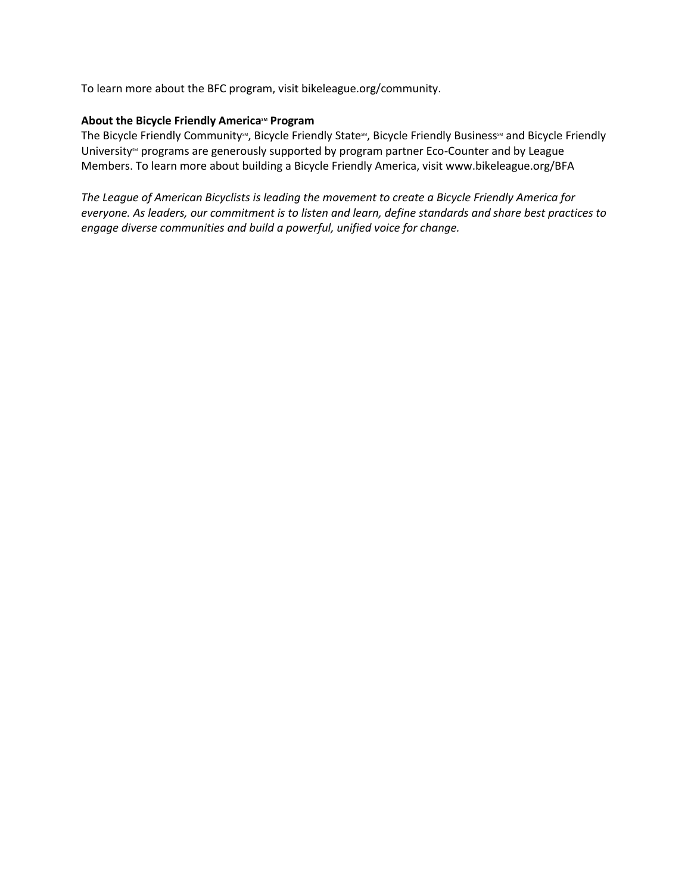To learn more about the BFC program, visit bikeleague.org/community.

**About the Bicycle Friendly America℠ Program**

The Bicycle Friendly Community℠, Bicycle Friendly State℠, Bicycle Friendly Business℠ and Bicycle Friendly University℠ programs are generously supported by program partner Eco-Counter and by League Members. To learn more about building a Bicycle Friendly America, visit www.bikeleague.org/BFA

*The League of American Bicyclists is leading the movement to create a Bicycle Friendly America for everyone. As leaders, our commitment is to listen and learn, define standards and share best practices to engage diverse communities and build a powerful, unified voice for change.*